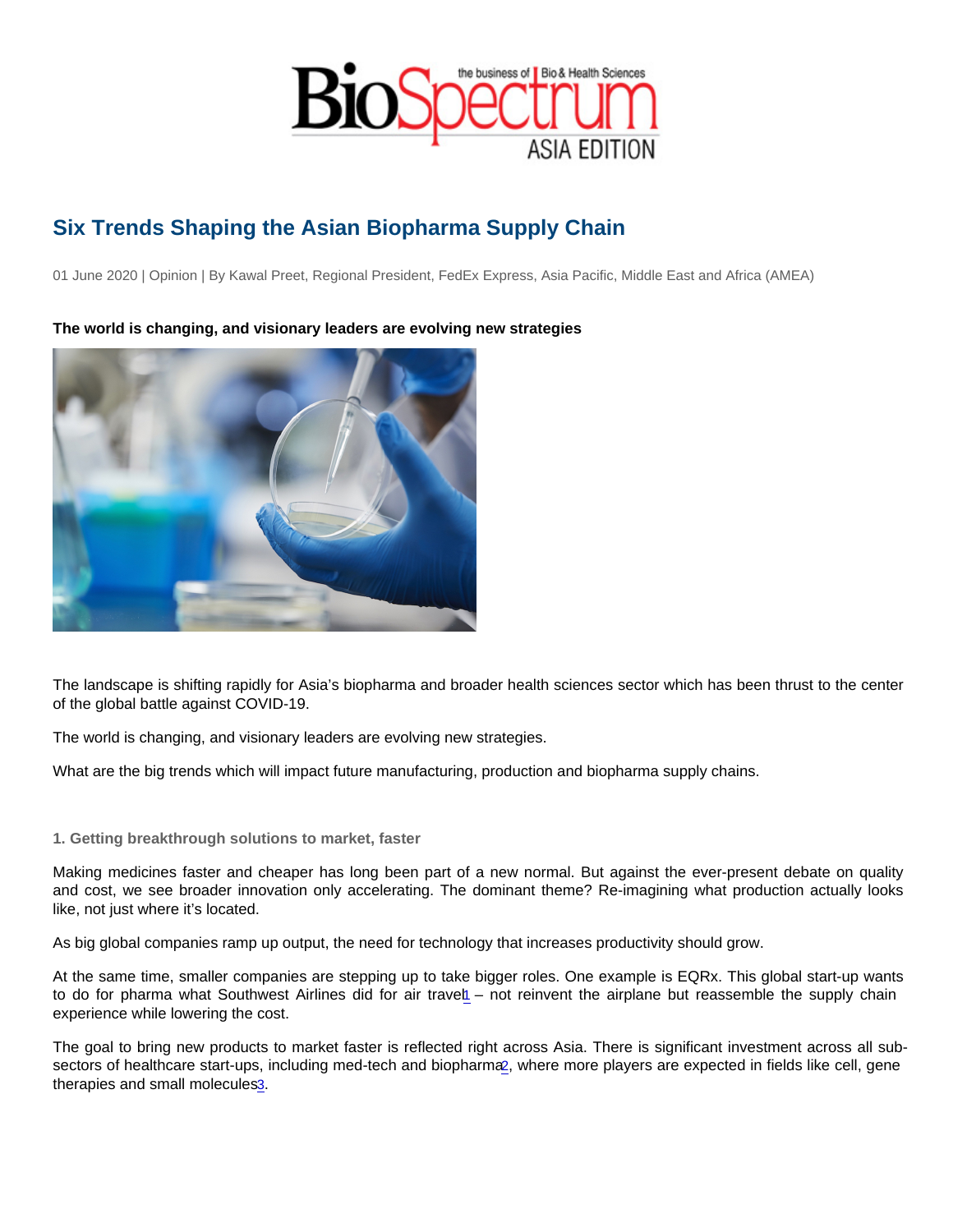# Six Trends Shaping the Asian Biopharma Supply Chain

01 June 2020 | Opinion | By Kawal Preet, Regional President, FedEx Express, Asia Pacific, Middle East and Africa (AMEA)

**The world is changing, and visionary leaders are evolving new strategies**

The landscape is shifting rapidly for Asia's biopharma and broader health sciences sector which has been thrust to the center of the global battle against COVID-19.

The world is changing, and visionary leaders are evolving new strategies.

What are the big trends which will impact future manufacturing, production and biopharma supply chains.

### 1. Getting breakthrough solutions to market, faster

Making medicines faster and cheaper has long been part of a new normal. But against the ever-present debate on quality and cost, we see broader innovation only accelerating. The dominant theme? Re-imagining what production actually looks like, not just where it's located.

As big global companies ramp up output, the need for technology that increases productivity should grow.

At the same time, smaller companies are stepping up to take bigger roles. One example is EQRx. This global start-up wants to do for pharma what Southwest Airlines did for air travel[1] – not reinvent the airplane but reassemble the supply chain experience while lowering the cost.

The goal to bring new products to market faster is reflected right across Asia. There is significant investment across all sub-sectors of healthcare start-ups, including med-tech and biopharma[2], where more players are expected in fields like cell, gene therapies and small molecules[3].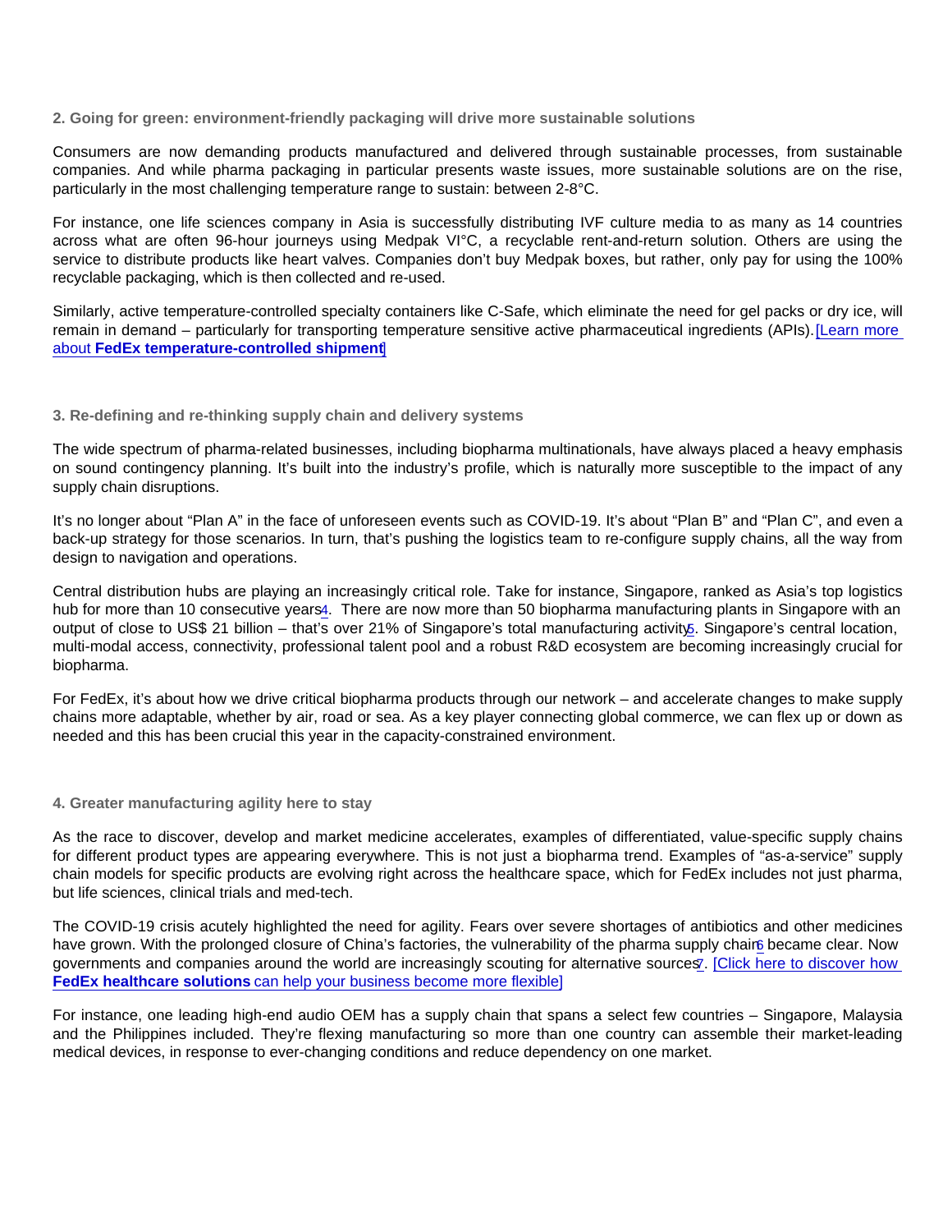## 2. Going for green: environment-friendly packaging will drive more sustainable solutions

Consumers are now demanding products manufactured and delivered through sustainable processes, from sustainable companies. And while pharma packaging in particular presents waste issues, more sustainable solutions are on the rise, particularly in the most challenging temperature range to sustain: between 2-8°C.

For instance, one life sciences company in Asia is successfully distributing IVF culture media to as many as 14 countries across what are often 96-hour journeys using Medpak VI°C, a recyclable rent-and-return solution. Others are using the service to distribute products like heart valves. Companies don't buy Medpak boxes, but rather, only pay for using the 100% recyclable packaging, which is then collected and re-used.

Similarly, active temperature-controlled specialty containers like C-Safe, which eliminate the need for gel packs or dry ice, will remain in demand – particularly for transporting temperature sensitive active pharmaceutical ingredients (APIs). [Learn more about **FedEx temperature-controlled shipment**]

## 3. Re-defining and re-thinking supply chain and delivery systems

The wide spectrum of pharma-related businesses, including biopharma multinationals, have always placed a heavy emphasis on sound contingency planning. It's built into the industry's profile, which is naturally more susceptible to the impact of any supply chain disruptions.

It's no longer about "Plan A" in the face of unforeseen events such as COVID-19. It's about "Plan B" and "Plan C", and even a back-up strategy for those scenarios. In turn, that's pushing the logistics team to re-configure supply chains, all the way from design to navigation and operations.

Central distribution hubs are playing an increasingly critical role. Take for instance, Singapore, ranked as Asia's top logistics hub for more than 10 consecutive years[4]. There are now more than 50 biopharma manufacturing plants in Singapore with an output of close to US$ 21 billion – that's over 21% of Singapore's total manufacturing activity[5]. Singapore's central location, multi-modal access, connectivity, professional talent pool and a robust R&D ecosystem are becoming increasingly crucial for biopharma.

For FedEx, it's about how we drive critical biopharma products through our network – and accelerate changes to make supply chains more adaptable, whether by air, road or sea. As a key player connecting global commerce, we can flex up or down as needed and this has been crucial this year in the capacity-constrained environment.

## 4. Greater manufacturing agility here to stay

As the race to discover, develop and market medicine accelerates, examples of differentiated, value-specific supply chains for different product types are appearing everywhere. This is not just a biopharma trend. Examples of "as-a-service" supply chain models for specific products are evolving right across the healthcare space, which for FedEx includes not just pharma, but life sciences, clinical trials and med-tech.

The COVID-19 crisis acutely highlighted the need for agility. Fears over severe shortages of antibiotics and other medicines have grown. With the prolonged closure of China's factories, the vulnerability of the pharma supply chain[6] became clear. Now governments and companies around the world are increasingly scouting for alternative sources[7]. [Click here to discover how **FedEx healthcare solutions** can help your business become more flexible]

For instance, one leading high-end audio OEM has a supply chain that spans a select few countries – Singapore, Malaysia and the Philippines included. They're flexing manufacturing so more than one country can assemble their market-leading medical devices, in response to ever-changing conditions and reduce dependency on one market.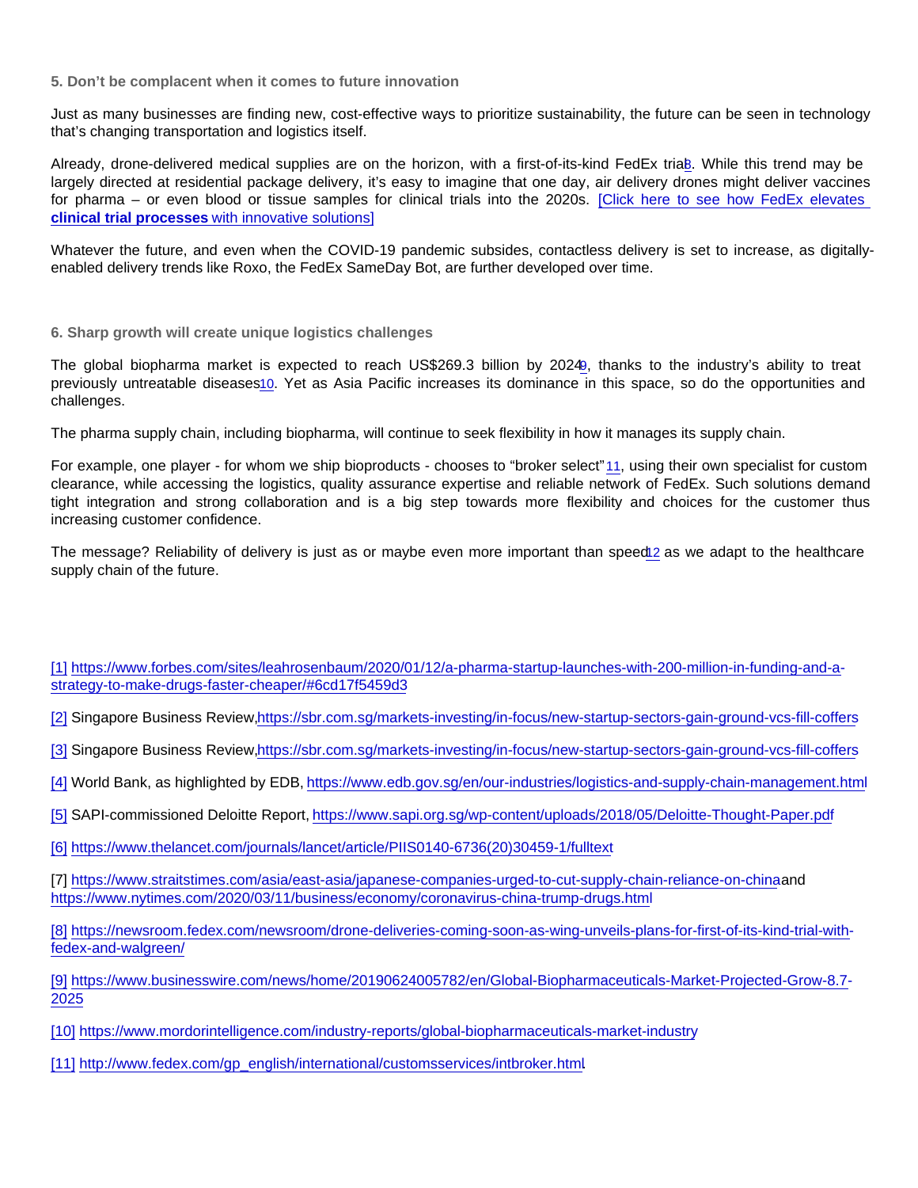### 5. Don't be complacent when it comes to future innovation

Just as many businesses are finding new, cost-effective ways to prioritize sustainability, the future can be seen in technology that's changing transportation and logistics itself.

Already, drone-delivered medical supplies are on the horizon, with a first-of-its-kind FedEx trial[8]. While this trend may be largely directed at residential package delivery, it's easy to imagine that one day, air delivery drones might deliver vaccines for pharma – or even blood or tissue samples for clinical trials into the 2020s. [Click here to see how FedEx elevates **clinical trial processes** with innovative solutions]

Whatever the future, and even when the COVID-19 pandemic subsides, contactless delivery is set to increase, as digitally-enabled delivery trends like Roxo, the FedEx SameDay Bot, are further developed over time.

### 6. Sharp growth will create unique logistics challenges

The global biopharma market is expected to reach US$269.3 billion by 2024[9], thanks to the industry's ability to treat previously untreatable diseases[10]. Yet as Asia Pacific increases its dominance in this space, so do the opportunities and challenges.

The pharma supply chain, including biopharma, will continue to seek flexibility in how it manages its supply chain.

For example, one player - for whom we ship bioproducts - chooses to "broker select"[11], using their own specialist for custom clearance, while accessing the logistics, quality assurance expertise and reliable network of FedEx. Such solutions demand tight integration and strong collaboration and is a big step towards more flexibility and choices for the customer thus increasing customer confidence.

The message? Reliability of delivery is just as or maybe even more important than speed[12] as we adapt to the healthcare supply chain of the future.

[1] https://www.forbes.com/sites/leahrosenbaum/2020/01/12/a-pharma-startup-launches-with-200-million-in-funding-and-a-strategy-to-make-drugs-faster-cheaper/#6cd17f5459d3

[2] Singapore Business Review, https://sbr.com.sg/markets-investing/in-focus/new-startup-sectors-gain-ground-vcs-fill-coffers

[3] Singapore Business Review, https://sbr.com.sg/markets-investing/in-focus/new-startup-sectors-gain-ground-vcs-fill-coffers

[4] World Bank, as highlighted by EDB, https://www.edb.gov.sg/en/our-industries/logistics-and-supply-chain-management.html

[5] SAPI-commissioned Deloitte Report, https://www.sapi.org.sg/wp-content/uploads/2018/05/Deloitte-Thought-Paper.pdf

[6] https://www.thelancet.com/journals/lancet/article/PIIS0140-6736(20)30459-1/fulltext

[7] https://www.straitstimes.com/asia/east-asia/japanese-companies-urged-to-cut-supply-chain-reliance-on-china and https://www.nytimes.com/2020/03/11/business/economy/coronavirus-china-trump-drugs.html

[8] https://newsroom.fedex.com/newsroom/drone-deliveries-coming-soon-as-wing-unveils-plans-for-first-of-its-kind-trial-with-fedex-and-walgreen/

[9] https://www.businesswire.com/news/home/20190624005782/en/Global-Biopharmaceuticals-Market-Projected-Grow-8.7-2025

[10] https://www.mordorintelligence.com/industry-reports/global-biopharmaceuticals-market-industry

[11] http://www.fedex.com/gp_english/international/customsservices/intbroker.html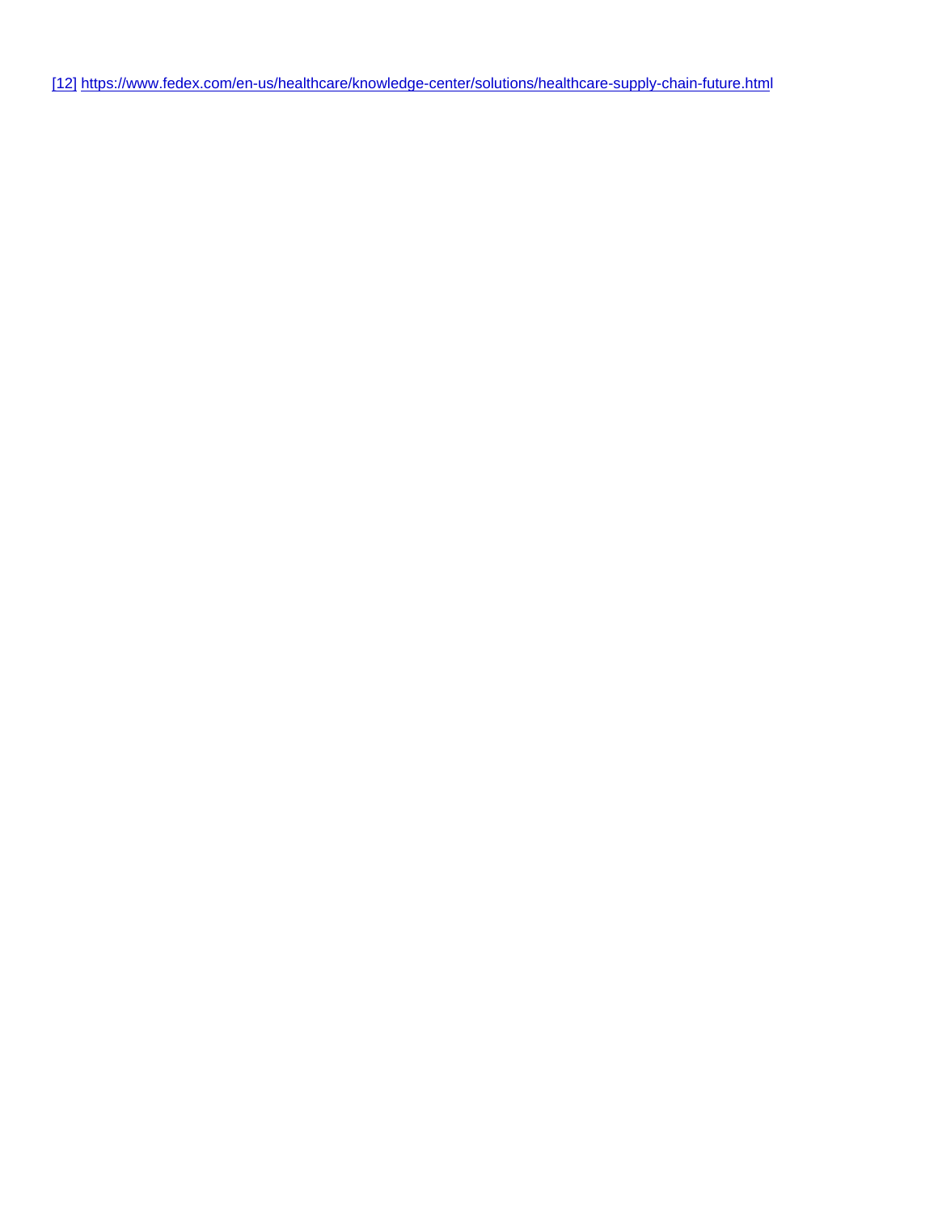[12] https://www.fedex.com/en-us/healthcare/knowledge-center/solutions/healthcare-supply-chain-future.html